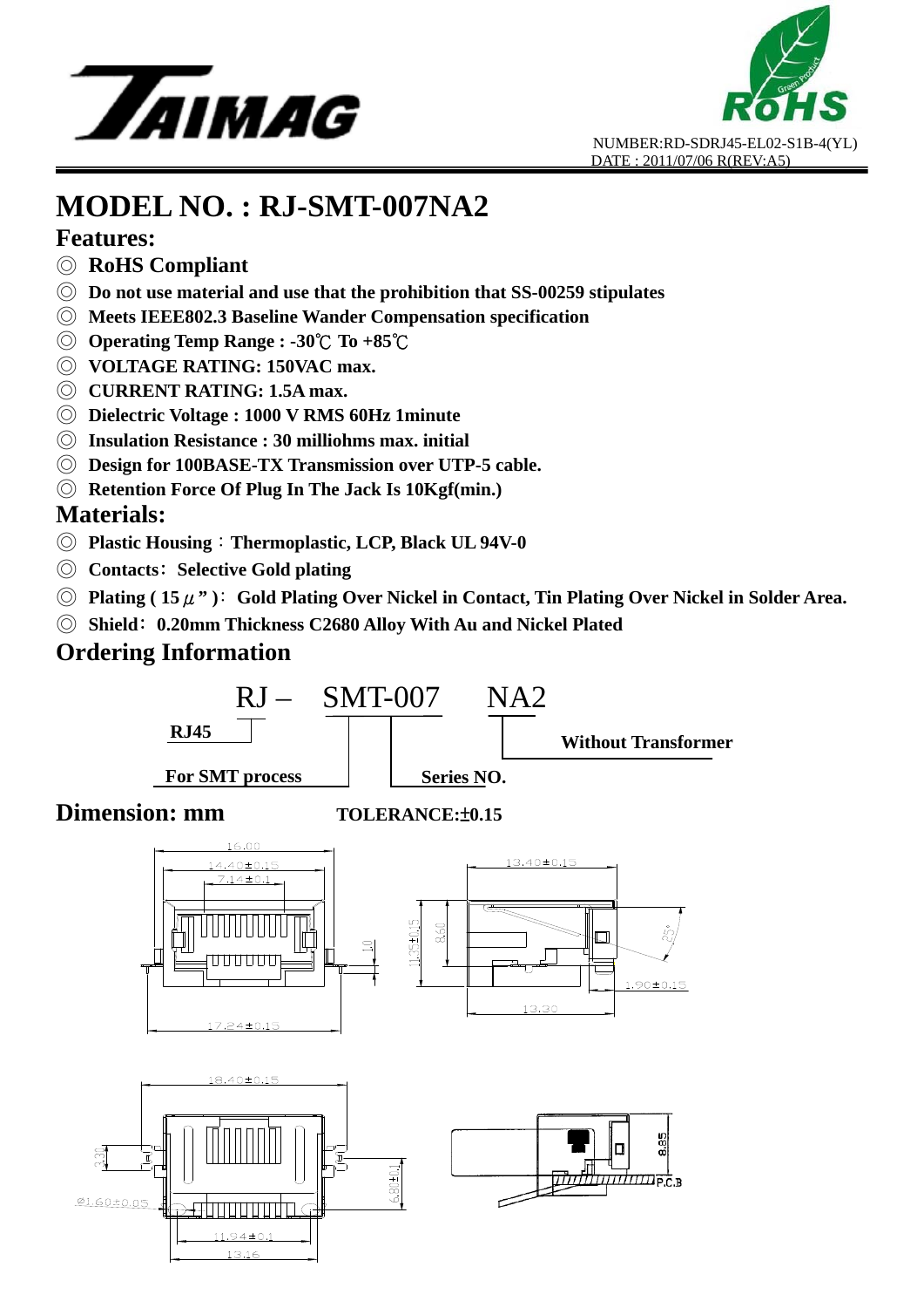TAIMAG

RoHS

NUMBER:RD-SDRJ45-EL02-S1B-4(YL)
DATE : 2011/07/06 R(REV:A5)

# MODEL NO. : RJ-SMT-007NA2

## Features:

- ◎ **RoHS Compliant**
- ◎ **Do not use material and use that the prohibition that SS-00259 stipulates**
- ◎ **Meets IEEE802.3 Baseline Wander Compensation specification**
- ◎ **Operating Temp Range : -30℃ To +85℃**
- ◎ **VOLTAGE RATING: 150VAC max.**
- ◎ **CURRENT RATING: 1.5A max.**
- ◎ **Dielectric Voltage : 1000 V RMS 60Hz 1minute**
- ◎ **Insulation Resistance : 30 milliohms max. initial**
- ◎ **Design for 100BASE-TX Transmission over UTP-5 cable.**
- ◎ **Retention Force Of Plug In The Jack Is 10Kgf(min.)**

## Materials:

- ◎ **Plastic Housing：Thermoplastic, LCP, Black UL 94V-0**
- ◎ **Contacts：Selective Gold plating**
- ◎ **Plating ( 15 μ" )：Gold Plating Over Nickel in Contact, Tin Plating Over Nickel in Solder Area.**
- ◎ **Shield：0.20mm Thickness C2680 Alloy With Au and Nickel Plated**

## Ordering Information

RJ – SMT-007 NA2

- RJ: **RJ45**
- – : **For SMT process**
- SMT-007: **Series NO.**
- NA2: **Without Transformer**

## Dimension: mm

**TOLERANCE:±0.15**

16.00
14.40±0.15
7.14±0.1
1.0
17.24±0.15

13.40±0.15
11.25±0.15
8.50
25°
1.90±0.15
13.30

18.40±0.15
3.30
Ø1.60±0.05
6.80±0.1
11.94±0.1
13.16

8.85
P.C.B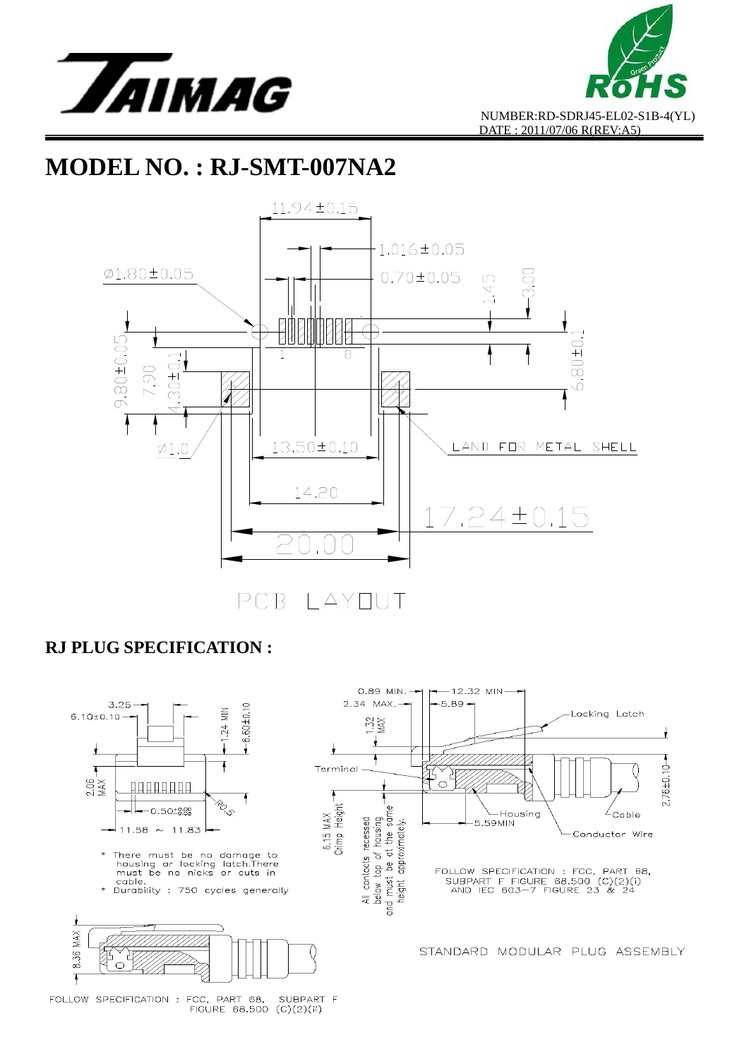NUMBER:RD-SDRJ45-EL02-S1B-4(YL)
DATE : 2011/07/06 R(REV:A5)

# MODEL NO. : RJ-SMT-007NA2

11.94±0.15

1.016±0.05

Ø1.80±0.05

0.70±0.05

1.45

3.00

9.80±0.05

7.90

4.30±0.1

6.80±0.1

1

8

Ø1.0

13.50±0.10

LAND FOR METAL SHELL

14.20

17.24±0.15

20.00

PCB LAYOUT

## RJ PLUG SPECIFICATION :

3.25

6.10±0.10

1.24 MIN

6.60±0.10

2.06 MAX

0.50

R0.5

11.58 ~ 11.83

\* There must be no damage to housing or locking latch.There must be no nicks or cuts in cable.

\* Durability : 750 cycles generally

8.36 MAX

FOLLOW SPECIFICATION : FCC, PART 68, SUBPART F FIGURE 68.500 (C)(2)(ii)

0.89 MIN.

12.32 MIN

2.34 MAX.

5.89

1.32 MAX

Locking Latch

Terminal

2.76±0.10

Housing

Cable

5.59MIN

Conductor Wire

6.15 MAX Crimp Height

All contacts recessed below top of housing and must be at the same height approximately.

FOLLOW SPECIFICATION : FCC, PART 68, SUBPART F FIGURE 68.500 (C)(2)(i) AND IEC 603-7 FIGURE 23 & 24

STANDARD MODULAR PLUG ASSEMBLY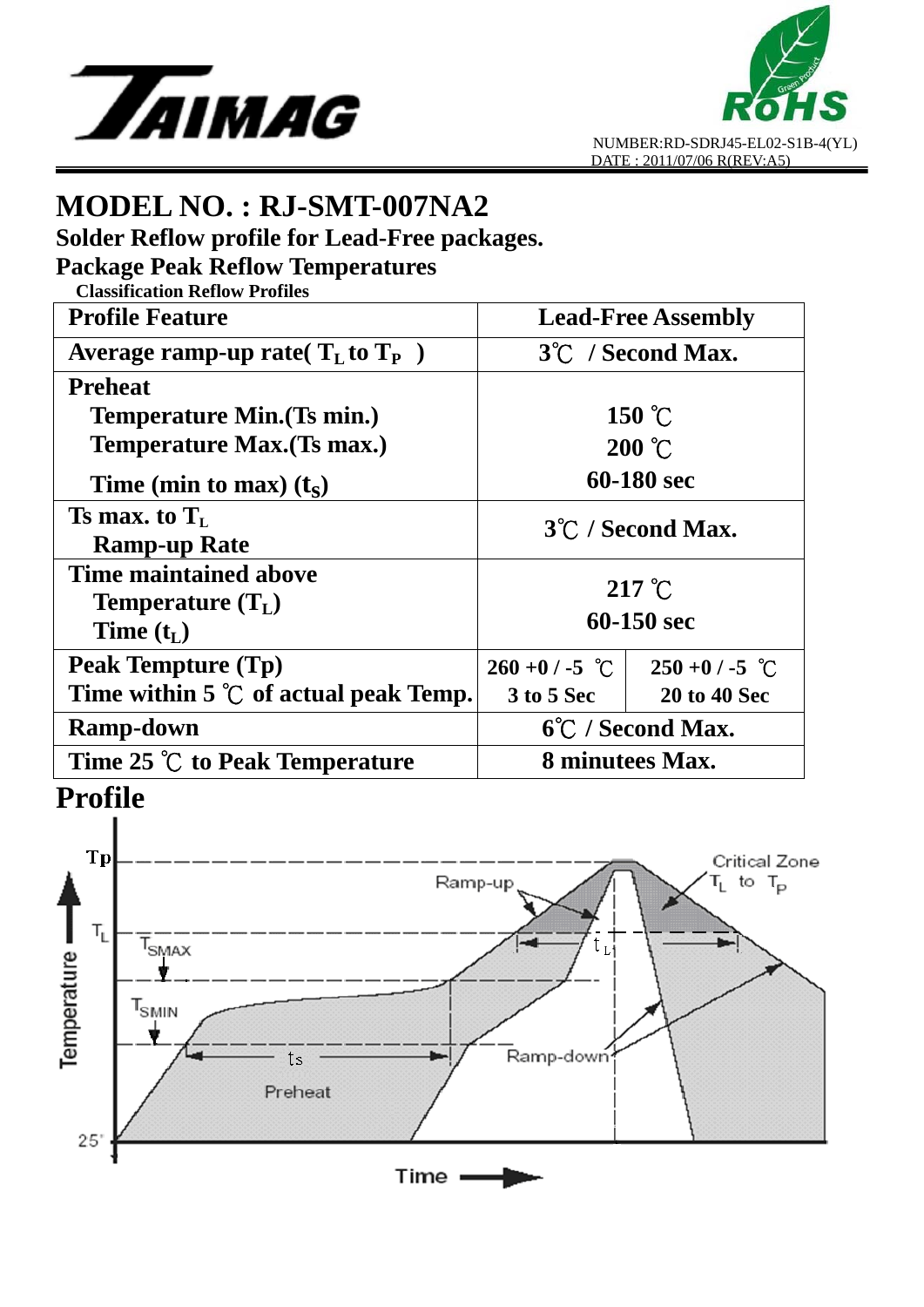NUMBER:RD-SDRJ45-EL02-S1B-4(YL)
DATE : 2011/07/06 R(REV:A5)

# MODEL NO. : RJ-SMT-007NA2

## Solder Reflow profile for Lead-Free packages.

## Package Peak Reflow Temperatures

**Classification Reflow Profiles**

| Profile Feature | Lead-Free Assembly | |
|---|---|---|
| Average ramp-up rate( $T_L$ to $T_P$ ) | 3℃ / Second Max. | |
| **Preheat**<br>Temperature Min.(Ts min.)<br>Temperature Max.(Ts max.)<br>Time (min to max) ($t_S$) | 150 ℃<br>200 ℃<br>60-180 sec | |
| Ts max. to $T_L$<br>Ramp-up Rate | 3℃ / Second Max. | |
| Time maintained above<br>Temperature ($T_L$)<br>Time ($t_L$) | 217 ℃<br>60-150 sec | |
| Peak Temptute (Tp)<br>Time within 5 ℃ of actual peak Temp. | 260 +0 / -5 ℃<br>3 to 5 Sec | 250 +0 / -5 ℃<br>20 to 40 Sec |
| Ramp-down | 6℃ / Second Max. | |
| Time 25 ℃ to Peak Temperature | 8 minutees Max. | |

## Profile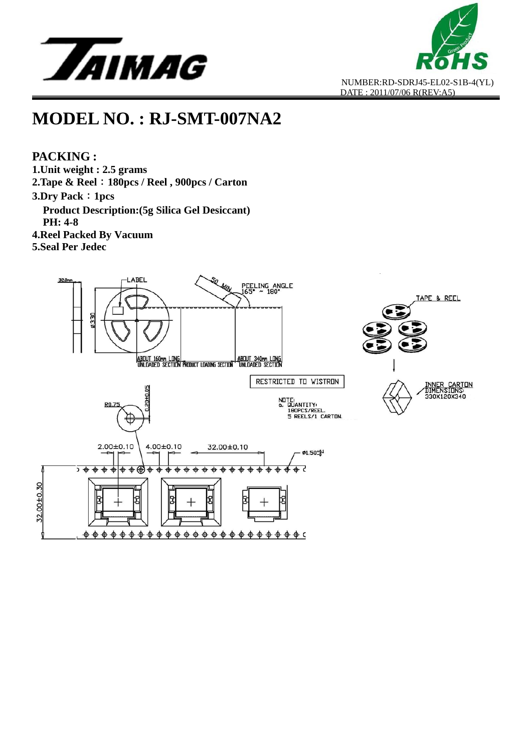NUMBER:RD-SDRJ45-EL02-S1B-4(YL)
DATE : 2011/07/06 R(REV:A5)

# MODEL NO. : RJ-SMT-007NA2

## PACKING :

1.Unit weight : 2.5 grams
2.Tape & Reel：180pcs / Reel , 900pcs / Carton
3.Dry Pack：1pcs
 Product Description:(5g Silica Gel Desiccant)
 PH: 4-8
4.Reel Packed By Vacuum
5.Seal Per Jedec

32.0mm
LABEL
ø330
50 MIN
PEELING ANGLE
165° ~ 180°
ABOUT 160mm LONG UNLOADED SECTION
PRODUCT LOADING SECTION
ABOUT 340mm LONG UNLOADED SECTION
TAPE & REEL
RESTRICTED TO WISTRON
INNER CARTON DIMENSIONS: 330X120X340
NOTE:
a. QUANTITY: 180PCS/REEL. 5 REELS/1 CARTON.
R0.75
0.20±0.05
2.00±0.10
4.00±0.10
32.00±0.10
ø1.50 +0.1 -0
32.00±0.30